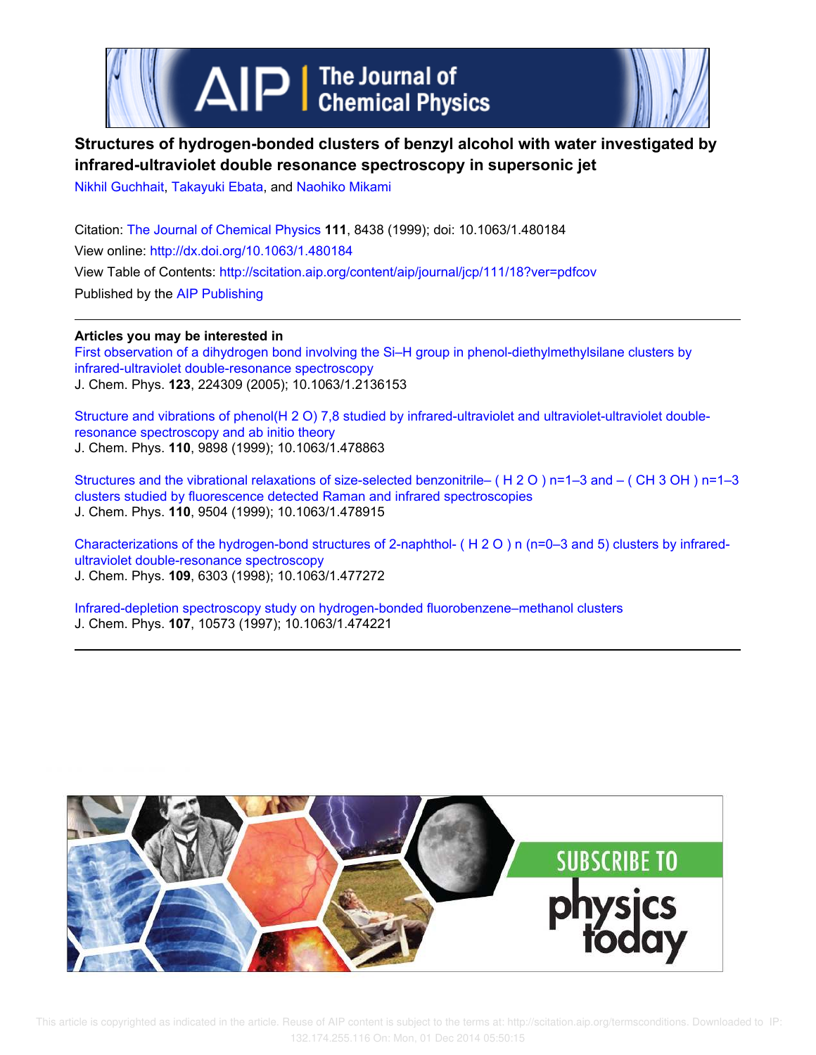# Structures of hydrogen-bonded clusters of benzyl alcohol with water investigated by infrared-ultraviolet double resonance spectroscopy in supersonic jet

Nikhil Guchhait, Takayuki Ebata, and Naohiko Mikami

Citation: The Journal of Chemical Physics **111**, 8438 (1999); doi: 10.1063/1.480184

View online: http://dx.doi.org/10.1063/1.480184

View Table of Contents: http://scitation.aip.org/content/aip/journal/jcp/111/18?ver=pdfcov

Published by the AIP Publishing

**Articles you may be interested in**

First observation of a dihydrogen bond involving the Si–H group in phenol-diethylmethylsilane clusters by infrared-ultraviolet double-resonance spectroscopy
J. Chem. Phys. **123**, 224309 (2005); 10.1063/1.2136153

Structure and vibrations of phenol(H 2 O) 7,8 studied by infrared-ultraviolet and ultraviolet-ultraviolet double-resonance spectroscopy and ab initio theory
J. Chem. Phys. **110**, 9898 (1999); 10.1063/1.478863

Structures and the vibrational relaxations of size-selected benzonitrile– ( H 2 O ) n=1–3 and – ( CH 3 OH ) n=1–3 clusters studied by fluorescence detected Raman and infrared spectroscopies
J. Chem. Phys. **110**, 9504 (1999); 10.1063/1.478915

Characterizations of the hydrogen-bond structures of 2-naphthol- ( H 2 O ) n (n=0–3 and 5) clusters by infrared-ultraviolet double-resonance spectroscopy
J. Chem. Phys. **109**, 6303 (1998); 10.1063/1.477272

Infrared-depletion spectroscopy study on hydrogen-bonded fluorobenzene–methanol clusters
J. Chem. Phys. **107**, 10573 (1997); 10.1063/1.474221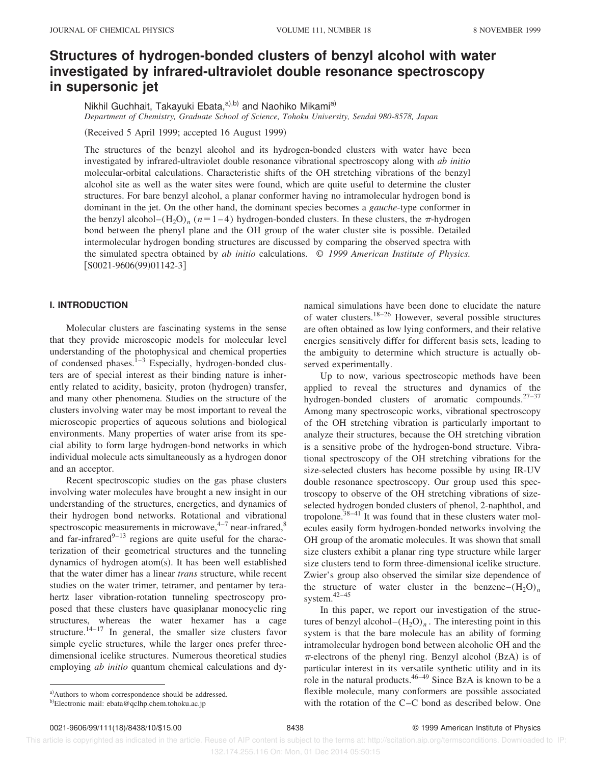# Structures of hydrogen-bonded clusters of benzyl alcohol with water investigated by infrared-ultraviolet double resonance spectroscopy in supersonic jet

Nikhil Guchhait, Takayuki Ebata,[a),b)] and Naohiko Mikami[a)]

*Department of Chemistry, Graduate School of Science, Tohoku University, Sendai 980-8578, Japan*

(Received 5 April 1999; accepted 16 August 1999)

The structures of the benzyl alcohol and its hydrogen-bonded clusters with water have been investigated by infrared-ultraviolet double resonance vibrational spectroscopy along with *ab initio* molecular-orbital calculations. Characteristic shifts of the OH stretching vibrations of the benzyl alcohol site as well as the water sites were found, which are quite useful to determine the cluster structures. For bare benzyl alcohol, a planar conformer having no intramolecular hydrogen bond is dominant in the jet. On the other hand, the dominant species becomes a *gauche*-type conformer in the benzyl alcohol–$(H_2O)_n$ ($n=1-4$) hydrogen-bonded clusters. In these clusters, the $\pi$-hydrogen bond between the phenyl plane and the OH group of the water cluster site is possible. Detailed intermolecular hydrogen bonding structures are discussed by comparing the observed spectra with the simulated spectra obtained by *ab initio* calculations. © *1999 American Institute of Physics.* [S0021-9606(99)01142-3]

## I. INTRODUCTION

Molecular clusters are fascinating systems in the sense that they provide microscopic models for molecular level understanding of the photophysical and chemical properties of condensed phases.[1–3] Especially, hydrogen-bonded clusters are of special interest as their binding nature is inherently related to acidity, basicity, proton (hydrogen) transfer, and many other phenomena. Studies on the structure of the clusters involving water may be most important to reveal the microscopic properties of aqueous solutions and biological environments. Many properties of water arise from its special ability to form large hydrogen-bond networks in which individual molecule acts simultaneously as a hydrogen donor and an acceptor.

Recent spectroscopic studies on the gas phase clusters involving water molecules have brought a new insight in our understanding of the structures, energetics, and dynamics of their hydrogen bond networks. Rotational and vibrational spectroscopic measurements in microwave,[4–7] near-infrared,[8] and far-infrared[9–13] regions are quite useful for the characterization of their geometrical structures and the tunneling dynamics of hydrogen atom(s). It has been well established that the water dimer has a linear *trans* structure, while recent studies on the water trimer, tetramer, and pentamer by terahertz laser vibration-rotation tunneling spectroscopy proposed that these clusters have quasiplanar monocyclic ring structures, whereas the water hexamer has a cage structure.[14–17] In general, the smaller size clusters favor simple cyclic structures, while the larger ones prefer three-dimensional icelike structures. Numerous theoretical studies employing *ab initio* quantum chemical calculations and dynamical simulations have been done to elucidate the nature of water clusters.[18–26] However, several possible structures are often obtained as low lying conformers, and their relative energies sensitively differ for different basis sets, leading to the ambiguity to determine which structure is actually observed experimentally.

Up to now, various spectroscopic methods have been applied to reveal the structures and dynamics of the hydrogen-bonded clusters of aromatic compounds.[27–37] Among many spectroscopic works, vibrational spectroscopy of the OH stretching vibration is particularly important to analyze their structures, because the OH stretching vibration is a sensitive probe of the hydrogen-bond structure. Vibrational spectroscopy of the OH stretching vibrations for the size-selected clusters has become possible by using IR-UV double resonance spectroscopy. Our group used this spectroscopy to observe of the OH stretching vibrations of size-selected hydrogen bonded clusters of phenol, 2-naphthol, and tropolone.[38–41] It was found that in these clusters water molecules easily form hydrogen-bonded networks involving the OH group of the aromatic molecules. It was shown that small size clusters exhibit a planar ring type structure while larger size clusters tend to form three-dimensional icelike structure. Zwier's group also observed the similar size dependence of the structure of water cluster in the benzene–$(H_2O)_n$ system.[42–45]

In this paper, we report our investigation of the structures of benzyl alcohol–$(H_2O)_n$. The interesting point in this system is that the bare molecule has an ability of forming intramolecular hydrogen bond between alcoholic OH and the $\pi$-electrons of the phenyl ring. Benzyl alcohol (BzA) is of particular interest in its versatile synthetic utility and in its role in the natural products.[46–49] Since BzA is known to be a flexible molecule, many conformers are possible associated with the rotation of the C–C bond as described below. One

---

[a)] Authors to whom correspondence should be addressed.

[b)] Electronic mail: ebata@qclhp.chem.tohoku.ac.jp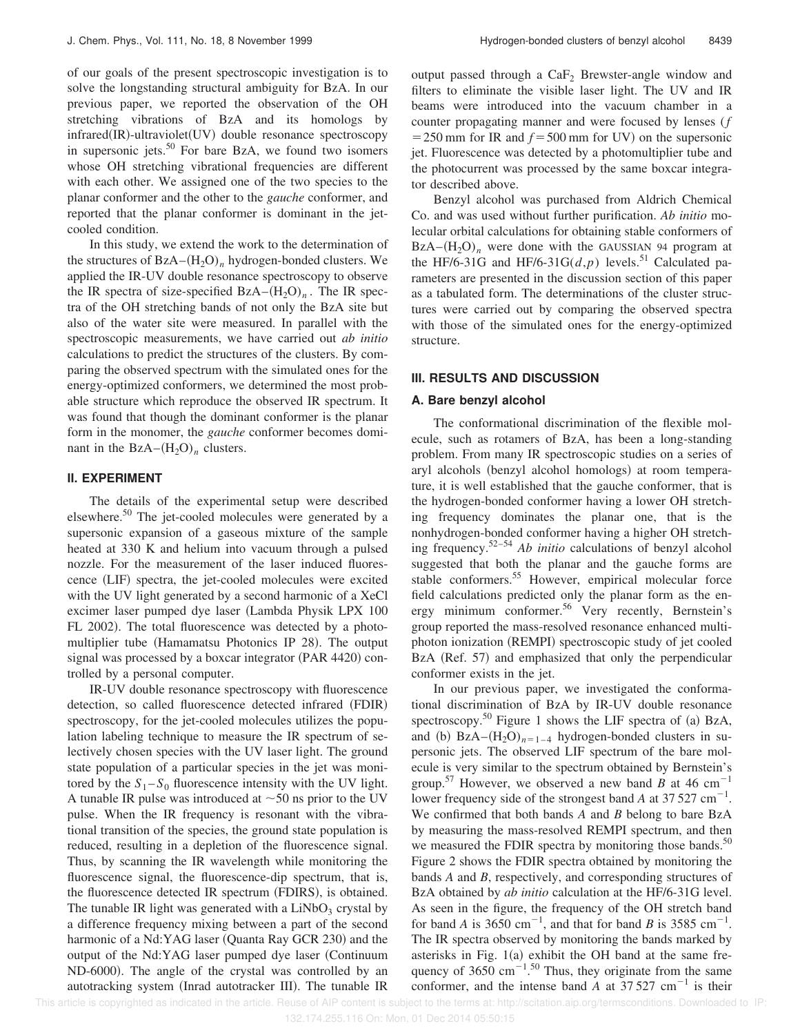of our goals of the present spectroscopic investigation is to solve the longstanding structural ambiguity for BzA. In our previous paper, we reported the observation of the OH stretching vibrations of BzA and its homologs by infrared(IR)-ultraviolet(UV) double resonance spectroscopy in supersonic jets.[50] For bare BzA, we found two isomers whose OH stretching vibrational frequencies are different with each other. We assigned one of the two species to the planar conformer and the other to the *gauche* conformer, and reported that the planar conformer is dominant in the jet-cooled condition.

In this study, we extend the work to the determination of the structures of BzA–$(H_2O)_n$ hydrogen-bonded clusters. We applied the IR-UV double resonance spectroscopy to observe the IR spectra of size-specified BzA–$(H_2O)_n$. The IR spectra of the OH stretching bands of not only the BzA site but also of the water site were measured. In parallel with the spectroscopic measurements, we have carried out *ab initio* calculations to predict the structures of the clusters. By comparing the observed spectrum with the simulated ones for the energy-optimized conformers, we determined the most probable structure which reproduce the observed IR spectrum. It was found that though the dominant conformer is the planar form in the monomer, the *gauche* conformer becomes dominant in the BzA–$(H_2O)_n$ clusters.

## II. EXPERIMENT

The details of the experimental setup were described elsewhere.[50] The jet-cooled molecules were generated by a supersonic expansion of a gaseous mixture of the sample heated at 330 K and helium into vacuum through a pulsed nozzle. For the measurement of the laser induced fluorescence (LIF) spectra, the jet-cooled molecules were excited with the UV light generated by a second harmonic of a XeCl excimer laser pumped dye laser (Lambda Physik LPX 100 FL 2002). The total fluorescence was detected by a photomultiplier tube (Hamamatsu Photonics IP 28). The output signal was processed by a boxcar integrator (PAR 4420) controlled by a personal computer.

IR-UV double resonance spectroscopy with fluorescence detection, so called fluorescence detected infrared (FDIR) spectroscopy, for the jet-cooled molecules utilizes the population labeling technique to measure the IR spectrum of selectively chosen species with the UV laser light. The ground state population of a particular species in the jet was monitored by the $S_1$–$S_0$ fluorescence intensity with the UV light. A tunable IR pulse was introduced at ~50 ns prior to the UV pulse. When the IR frequency is resonant with the vibrational transition of the species, the ground state population is reduced, resulting in a depletion of the fluorescence signal. Thus, by scanning the IR wavelength while monitoring the fluorescence signal, the fluorescence-dip spectrum, that is, the fluorescence detected IR spectrum (FDIRS), is obtained. The tunable IR light was generated with a $LiNbO_3$ crystal by a difference frequency mixing between a part of the second harmonic of a Nd:YAG laser (Quanta Ray GCR 230) and the output of the Nd:YAG laser pumped dye laser (Continuum ND-6000). The angle of the crystal was controlled by an autotracking system (Inrad autotracker III). The tunable IR output passed through a $CaF_2$ Brewster-angle window and filters to eliminate the visible laser light. The UV and IR beams were introduced into the vacuum chamber in a counter propagating manner and were focused by lenses ($f = 250$ mm for IR and $f = 500$ mm for UV) on the supersonic jet. Fluorescence was detected by a photomultiplier tube and the photocurrent was processed by the same boxcar integrator described above.

Benzyl alcohol was purchased from Aldrich Chemical Co. and was used without further purification. *Ab initio* molecular orbital calculations for obtaining stable conformers of BzA–$(H_2O)_n$ were done with the GAUSSIAN 94 program at the HF/6-31G and HF/6-31G$(d,p)$ levels.[51] Calculated parameters are presented in the discussion section of this paper as a tabulated form. The determinations of the cluster structures were carried out by comparing the observed spectra with those of the simulated ones for the energy-optimized structure.

## III. RESULTS AND DISCUSSION

### A. Bare benzyl alcohol

The conformational discrimination of the flexible molecule, such as rotamers of BzA, has been a long-standing problem. From many IR spectroscopic studies on a series of aryl alcohols (benzyl alcohol homologs) at room temperature, it is well established that the gauche conformer, that is the hydrogen-bonded conformer having a lower OH stretching frequency dominates the planar one, that is the nonhydrogen-bonded conformer having a higher OH stretching frequency.[52–54] *Ab initio* calculations of benzyl alcohol suggested that both the planar and the gauche forms are stable conformers.[55] However, empirical molecular force field calculations predicted only the planar form as the energy minimum conformer.[56] Very recently, Bernstein's group reported the mass-resolved resonance enhanced multiphoton ionization (REMPI) spectroscopic study of jet cooled BzA (Ref. 57) and emphasized that only the perpendicular conformer exists in the jet.

In our previous paper, we investigated the conformational discrimination of BzA by IR-UV double resonance spectroscopy.[50] Figure 1 shows the LIF spectra of (a) BzA, and (b) BzA–$(H_2O)_{n=1-4}$ hydrogen-bonded clusters in supersonic jets. The observed LIF spectrum of the bare molecule is very similar to the spectrum obtained by Bernstein's group.[57] However, we observed a new band *B* at 46 $cm^{-1}$ lower frequency side of the strongest band *A* at 37 527 $cm^{-1}$. We confirmed that both bands *A* and *B* belong to bare BzA by measuring the mass-resolved REMPI spectrum, and then we measured the FDIR spectra by monitoring those bands.[50] Figure 2 shows the FDIR spectra obtained by monitoring the bands *A* and *B*, respectively, and corresponding structures of BzA obtained by *ab initio* calculation at the HF/6-31G level. As seen in the figure, the frequency of the OH stretch band for band *A* is 3650 $cm^{-1}$, and that for band *B* is 3585 $cm^{-1}$. The IR spectra observed by monitoring the bands marked by asterisks in Fig. 1(a) exhibit the OH band at the same frequency of 3650 $cm^{-1}$.[50] Thus, they originate from the same conformer, and the intense band *A* at 37 527 $cm^{-1}$ is their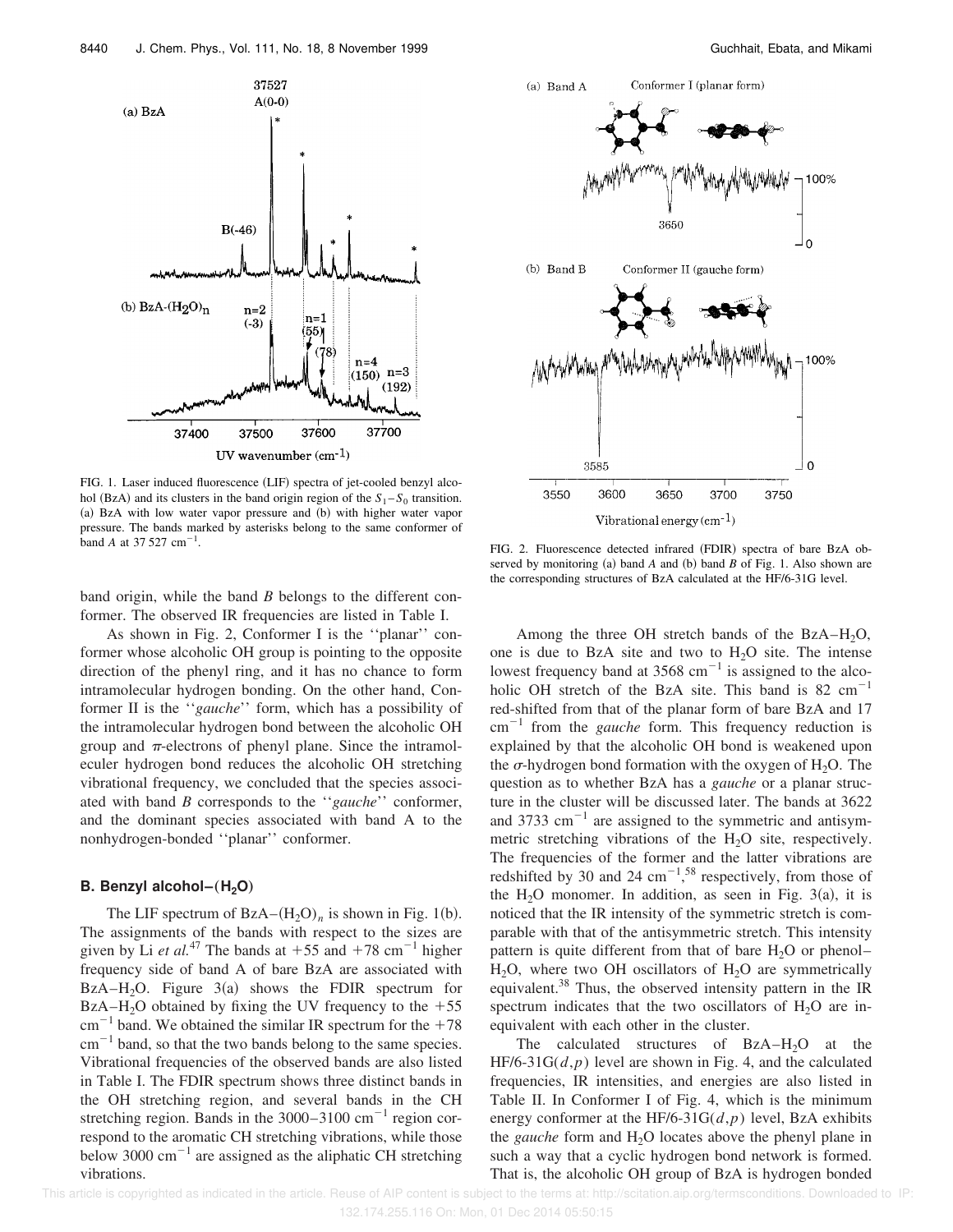FIG. 1. Laser induced fluorescence (LIF) spectra of jet-cooled benzyl alcohol (BzA) and its clusters in the band origin region of the $S_1$–$S_0$ transition. (a) BzA with low water vapor pressure and (b) with higher water vapor pressure. The bands marked by asterisks belong to the same conformer of band *A* at 37 527 $cm^{-1}$.

FIG. 2. Fluorescence detected infrared (FDIR) spectra of bare BzA observed by monitoring (a) band *A* and (b) band *B* of Fig. 1. Also shown are the corresponding structures of BzA calculated at the HF/6-31G level.

band origin, while the band *B* belongs to the different conformer. The observed IR frequencies are listed in Table I.

As shown in Fig. 2, Conformer I is the ''planar'' conformer whose alcoholic OH group is pointing to the opposite direction of the phenyl ring, and it has no chance to form intramolecular hydrogen bonding. On the other hand, Conformer II is the ''*gauche*'' form, which has a possibility of the intramolecular hydrogen bond between the alcoholic OH group and π-electrons of phenyl plane. Since the intramoleculer hydrogen bond reduces the alcoholic OH stretching vibrational frequency, we concluded that the species associated with band *B* corresponds to the ''*gauche*'' conformer, and the dominant species associated with band A to the nonhydrogen-bonded ''planar'' conformer.

### B. Benzyl alcohol–($H_2O$)

The LIF spectrum of BzA–$(H_2O)_n$ is shown in Fig. 1(b). The assignments of the bands with respect to the sizes are given by Li *et al.*[47] The bands at +55 and +78 $cm^{-1}$ higher frequency side of band A of bare BzA are associated with BzA–$H_2O$. Figure 3(a) shows the FDIR spectrum for BzA–$H_2O$ obtained by fixing the UV frequency to the +55 $cm^{-1}$ band. We obtained the similar IR spectrum for the +78 $cm^{-1}$ band, so that the two bands belong to the same species. Vibrational frequencies of the observed bands are also listed in Table I. The FDIR spectrum shows three distinct bands in the OH stretching region, and several bands in the CH stretching region. Bands in the 3000–3100 $cm^{-1}$ region correspond to the aromatic CH stretching vibrations, while those below 3000 $cm^{-1}$ are assigned as the aliphatic CH stretching vibrations.

Among the three OH stretch bands of the BzA–$H_2O$, one is due to BzA site and two to $H_2O$ site. The intense lowest frequency band at 3568 $cm^{-1}$ is assigned to the alcoholic OH stretch of the BzA site. This band is 82 $cm^{-1}$ red-shifted from that of the planar form of bare BzA and 17 $cm^{-1}$ from the *gauche* form. This frequency reduction is explained by that the alcoholic OH bond is weakened upon the σ-hydrogen bond formation with the oxygen of $H_2O$. The question as to whether BzA has a *gauche* or a planar structure in the cluster will be discussed later. The bands at 3622 and 3733 $cm^{-1}$ are assigned to the symmetric and antisymmetric stretching vibrations of the $H_2O$ site, respectively. The frequencies of the former and the latter vibrations are redshifted by 30 and 24 $cm^{-1}$,[58] respectively, from those of the $H_2O$ monomer. In addition, as seen in Fig. 3(a), it is noticed that the IR intensity of the symmetric stretch is comparable with that of the antisymmetric stretch. This intensity pattern is quite different from that of bare $H_2O$ or phenol–$H_2O$, where two OH oscillators of $H_2O$ are symmetrically equivalent.[38] Thus, the observed intensity pattern in the IR spectrum indicates that the two oscillators of $H_2O$ are inequivalent with each other in the cluster.

The calculated structures of BzA–$H_2O$ at the HF/6-31G$(d,p)$ level are shown in Fig. 4, and the calculated frequencies, IR intensities, and energies are also listed in Table II. In Conformer I of Fig. 4, which is the minimum energy conformer at the HF/6-31G$(d,p)$ level, BzA exhibits the *gauche* form and $H_2O$ locates above the phenyl plane in such a way that a cyclic hydrogen bond network is formed. That is, the alcoholic OH group of BzA is hydrogen bonded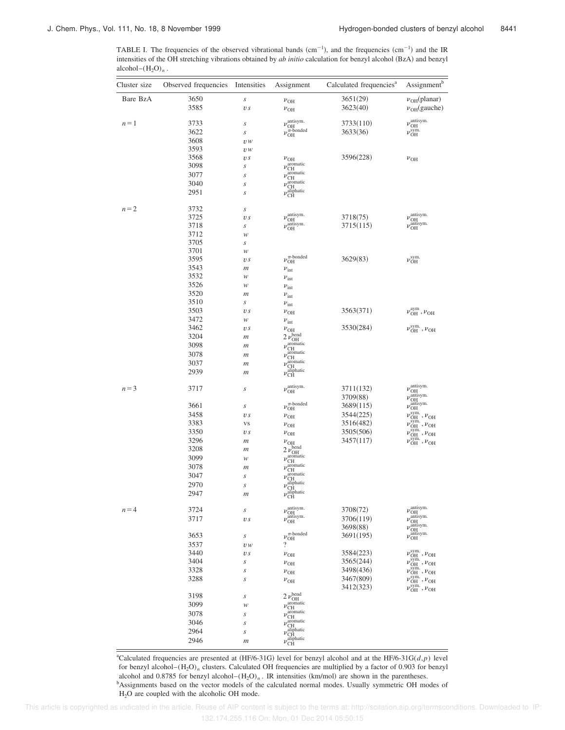TABLE I. The frequencies of the observed vibrational bands ($cm^{-1}$), and the frequencies ($cm^{-1}$) and the IR intensities of the OH stretching vibrations obtained by *ab initio* calculation for benzyl alcohol (BzA) and benzyl alcohol–$(H_2O)_n$.

| Cluster size | Observed frequencies | Intensities | Assignment | Calculated frequencies[a] | Assignment[b] |
|---|---|---|---|---|---|
| Bare BzA | 3650 | *s* | $\nu_{OH}$ | 3651(29) | $\nu_{OH}$(planar) |
| | 3585 | *vs* | $\nu_{OH}$ | 3623(40) | $\nu_{OH}$(gauche) |
| $n=1$ | 3733 | *s* | $\nu_{OH}^{antisym.}$ | 3733(110) | $\nu_{OH}^{antisym.}$ |
| | 3622 | *s* | $\nu_{OH}^{\pi\text{-bonded}}$ | 3633(36) | $\nu_{OH}^{sym.}$ |
| | 3608 | *vw* | | | |
| | 3593 | *vw* | | | |
| | 3568 | *vs* | $\nu_{OH}$ | 3596(228) | $\nu_{OH}$ |
| | 3098 | *s* | $\nu_{CH}^{aromatic}$ | | |
| | 3077 | *s* | $\nu_{CH}^{aromatic}$ | | |
| | 3040 | *s* | $\nu_{CH}^{aromatic}$ | | |
| | 2951 | *s* | $\nu_{CH}^{aliphatic}$ | | |
| $n=2$ | 3732 | *s* | | | |
| | 3725 | *vs* | $\nu_{OH}^{antisym.}$ | 3718(75) | $\nu_{OH}^{antisym.}$ |
| | 3718 | *s* | $\nu_{OH}^{antisym.}$ | 3715(115) | $\nu_{OH}^{antisym.}$ |
| | 3712 | *w* | | | |
| | 3705 | *s* | | | |
| | 3701 | *w* | | | |
| | 3595 | *vs* | $\nu_{OH}^{\pi\text{-bonded}}$ | 3629(83) | $\nu_{OH}^{sym.}$ |
| | 3543 | *m* | $\nu_{int}$ | | |
| | 3532 | *w* | $\nu_{int}$ | | |
| | 3526 | *w* | $\nu_{int}$ | | |
| | 3520 | *m* | $\nu_{int}$ | | |
| | 3510 | *s* | $\nu_{int}$ | | |
| | 3503 | *vs* | $\nu_{OH}$ | 3563(371) | $\nu_{OH}^{aym}, \nu_{OH}$ |
| | 3472 | *w* | $\nu_{int}$ | | |
| | 3462 | *vs* | $\nu_{OH}$ | 3530(284) | $\nu_{OH}^{sym.}, \nu_{OH}$ |
| | 3204 | *m* | $2\nu_{OH}^{bend}$ | | |
| | 3098 | *m* | $\nu_{CH}^{aromatic}$ | | |
| | 3078 | *m* | $\nu_{CH}^{aromatic}$ | | |
| | 3037 | *m* | $\nu_{CH}^{aromatic}$ | | |
| | 2939 | *m* | $\nu_{CH}^{aliphatic}$ | | |
| $n=3$ | 3717 | *s* | $\nu_{OH}^{antisym.}$ | 3711(132) | $\nu_{OH}^{antisym.}$ |
| | | | | 3709(88) | $\nu_{OH}^{antisym.}$ |
| | 3661 | *s* | $\nu_{OH}^{\pi\text{-bonded}}$ | 3689(115) | $\nu_{OH}^{antisym.}$ |
| | 3458 | *vs* | $\nu_{OH}$ | 3544(225) | $\nu_{OH}^{sym.}, \nu_{OH}$ |
| | 3383 | VS | $\nu_{OH}$ | 3516(482) | $\nu_{OH}^{sym.}, \nu_{OH}$ |
| | 3350 | *vs* | $\nu_{OH}$ | 3505(506) | $\nu_{OH}^{sym.}, \nu_{OH}$ |
| | 3296 | *m* | $\nu_{OH}$ | 3457(117) | $\nu_{OH}^{sym.}, \nu_{OH}$ |
| | 3208 | *m* | $2\nu_{OH}^{bend}$ | | |
| | 3099 | *w* | $\nu_{CH}^{aromatic}$ | | |
| | 3078 | *m* | $\nu_{CH}^{aromatic}$ | | |
| | 3047 | *s* | $\nu_{CH}^{aromatic}$ | | |
| | 2970 | *s* | $\nu_{CH}^{aliphatic}$ | | |
| | 2947 | *m* | $\nu_{CH}^{aliphatic}$ | | |
| $n=4$ | 3724 | *s* | $\nu_{OH}^{antisym.}$ | 3708(72) | $\nu_{OH}^{antisym.}$ |
| | 3717 | *vs* | $\nu_{OH}^{antisym.}$ | 3706(119) | $\nu_{OH}^{antisym.}$ |
| | | | | 3698(88) | $\nu_{OH}^{antisym.}$ |
| | 3653 | *s* | $\nu_{OH}^{\pi\text{-bonded}}$ | 3691(195) | $\nu_{OH}^{antisym.}$ |
| | 3537 | *vw* | ? | | |
| | 3440 | *vs* | $\nu_{OH}$ | 3584(223) | $\nu_{OH}^{sym.}, \nu_{OH}$ |
| | 3404 | *s* | $\nu_{OH}$ | 3565(244) | $\nu_{OH}^{sym.}, \nu_{OH}$ |
| | 3328 | *s* | $\nu_{OH}$ | 3498(436) | $\nu_{OH}^{sym.}, \nu_{OH}$ |
| | 3288 | *s* | $\nu_{OH}$ | 3467(809) | $\nu_{OH}^{sym.}, \nu_{OH}$ |
| | | | | 3412(323) | $\nu_{OH}^{sym.}, \nu_{OH}$ |
| | 3198 | *s* | $2\nu_{OH}^{bend}$ | | |
| | 3099 | *w* | $\nu_{CH}^{aromatic}$ | | |
| | 3078 | *s* | $\nu_{CH}^{aromatic}$ | | |
| | 3046 | *s* | $\nu_{CH}^{aromatic}$ | | |
| | 2964 | *s* | $\nu_{CH}^{aliphatic}$ | | |
| | 2946 | *m* | $\nu_{CH}^{aliphatic}$ | | |

[a]Calculated frequencies are presented at (HF/6-31G) level for benzyl alcohol and at the HF/6-31G$(d,p)$ level for benzyl alcohol–$(H_2O)_n$ clusters. Calculated OH frequencies are multiplied by a factor of 0.903 for benzyl alcohol and 0.8785 for benzyl alcohol–$(H_2O)_n$. IR intensities (km/mol) are shown in the parentheses.

[b]Assignments based on the vector models of the calculated normal modes. Usually symmetric OH modes of $H_2O$ are coupled with the alcoholic OH mode.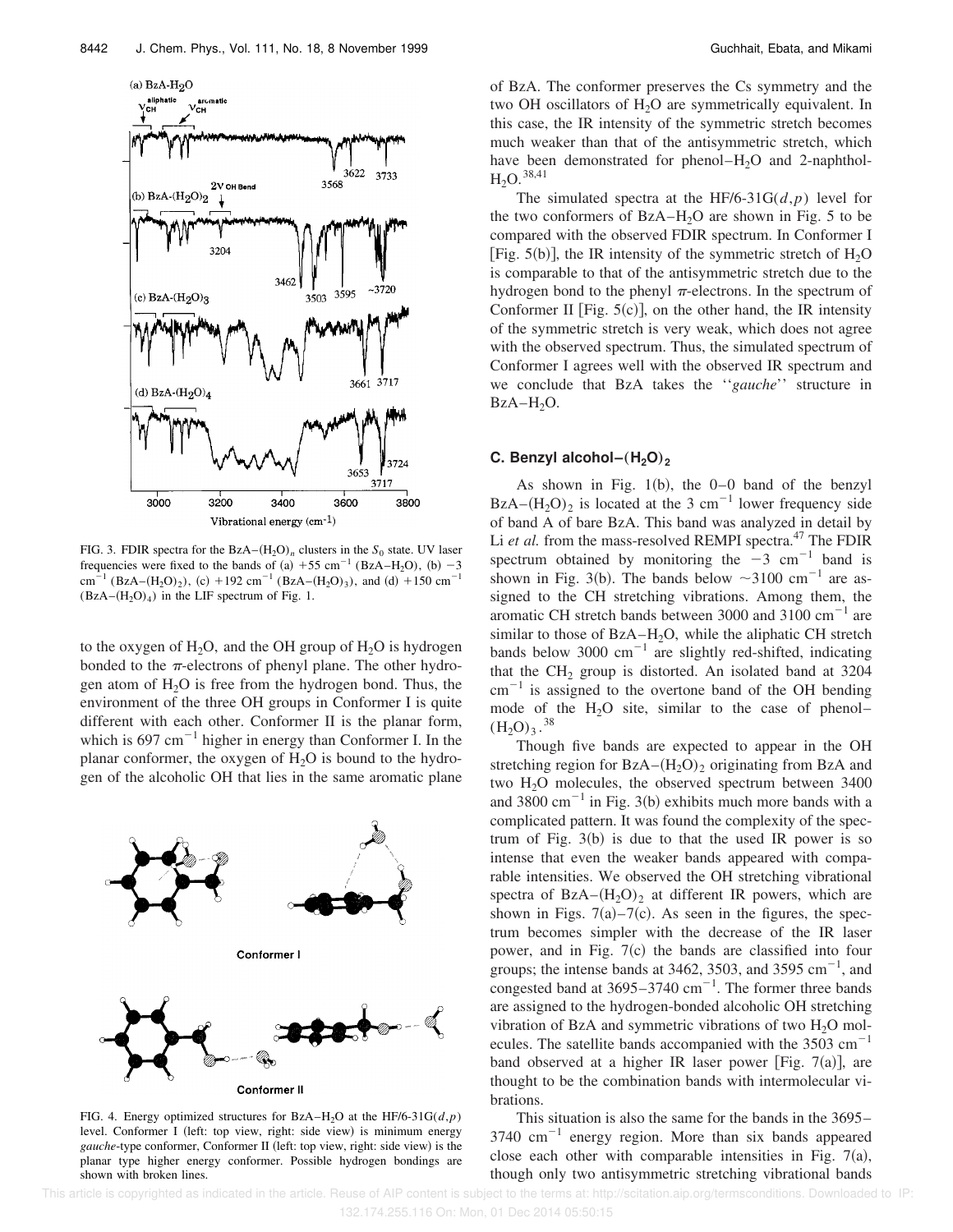FIG. 3. FDIR spectra for the BzA–$(H_2O)_n$ clusters in the $S_0$ state. UV laser frequencies were fixed to the bands of (a) $+55$ cm$^{-1}$ (BzA–$H_2O$), (b) $-3$ cm$^{-1}$ (BzA–$(H_2O)_2$), (c) $+192$ cm$^{-1}$ (BzA–$(H_2O)_3$), and (d) $+150$ cm$^{-1}$ (BzA–$(H_2O)_4$) in the LIF spectrum of Fig. 1.

to the oxygen of $H_2O$, and the OH group of $H_2O$ is hydrogen bonded to the $\pi$-electrons of phenyl plane. The other hydrogen atom of $H_2O$ is free from the hydrogen bond. Thus, the environment of the three OH groups in Conformer I is quite different with each other. Conformer II is the planar form, which is 697 cm$^{-1}$ higher in energy than Conformer I. In the planar conformer, the oxygen of $H_2O$ is bound to the hydrogen of the alcoholic OH that lies in the same aromatic plane of BzA. The conformer preserves the Cs symmetry and the two OH oscillators of $H_2O$ are symmetrically equivalent. In this case, the IR intensity of the symmetric stretch becomes much weaker than that of the antisymmetric stretch, which have been demonstrated for phenol–$H_2O$ and 2-naphthol-$H_2O$.[38,41]

FIG. 4. Energy optimized structures for BzA–$H_2O$ at the HF/6-31G$(d,p)$ level. Conformer I (left: top view, right: side view) is minimum energy *gauche*-type conformer, Conformer II (left: top view, right: side view) is the planar type higher energy conformer. Possible hydrogen bondings are shown with broken lines.

The simulated spectra at the HF/6-31G$(d,p)$ level for the two conformers of BzA–$H_2O$ are shown in Fig. 5 to be compared with the observed FDIR spectrum. In Conformer I [Fig. 5(b)], the IR intensity of the symmetric stretch of $H_2O$ is comparable to that of the antisymmetric stretch due to the hydrogen bond to the phenyl $\pi$-electrons. In the spectrum of Conformer II [Fig. 5(c)], on the other hand, the IR intensity of the symmetric stretch is very weak, which does not agree with the observed spectrum. Thus, the simulated spectrum of Conformer I agrees well with the observed IR spectrum and we conclude that BzA takes the ''*gauche*'' structure in BzA–$H_2O$.

### C. Benzyl alcohol–$(H_2O)_2$

As shown in Fig. 1(b), the 0–0 band of the benzyl BzA–$(H_2O)_2$ is located at the 3 cm$^{-1}$ lower frequency side of band A of bare BzA. This band was analyzed in detail by Li *et al.* from the mass-resolved REMPI spectra.[47] The FDIR spectrum obtained by monitoring the $-3$ cm$^{-1}$ band is shown in Fig. 3(b). The bands below $\sim$3100 cm$^{-1}$ are assigned to the CH stretching vibrations. Among them, the aromatic CH stretch bands between 3000 and 3100 cm$^{-1}$ are similar to those of BzA–$H_2O$, while the aliphatic CH stretch bands below 3000 cm$^{-1}$ are slightly red-shifted, indicating that the $CH_2$ group is distorted. An isolated band at 3204 cm$^{-1}$ is assigned to the overtone band of the OH bending mode of the $H_2O$ site, similar to the case of phenol–$(H_2O)_3$.[38]

Though five bands are expected to appear in the OH stretching region for BzA–$(H_2O)_2$ originating from BzA and two $H_2O$ molecules, the observed spectrum between 3400 and 3800 cm$^{-1}$ in Fig. 3(b) exhibits much more bands with a complicated pattern. It was found the complexity of the spectrum of Fig. 3(b) is due to that the used IR power is so intense that even the weaker bands appeared with comparable intensities. We observed the OH stretching vibrational spectra of BzA–$(H_2O)_2$ at different IR powers, which are shown in Figs. 7(a)–7(c). As seen in the figures, the spectrum becomes simpler with the decrease of the IR laser power, and in Fig. 7(c) the bands are classified into four groups; the intense bands at 3462, 3503, and 3595 cm$^{-1}$, and congested band at 3695–3740 cm$^{-1}$. The former three bands are assigned to the hydrogen-bonded alcoholic OH stretching vibration of BzA and symmetric vibrations of two $H_2O$ molecules. The satellite bands accompanied with the 3503 cm$^{-1}$ band observed at a higher IR laser power [Fig. 7(a)], are thought to be the combination bands with intermolecular vibrations.

This situation is also the same for the bands in the 3695–3740 cm$^{-1}$ energy region. More than six bands appeared close each other with comparable intensities in Fig. 7(a), though only two antisymmetric stretching vibrational bands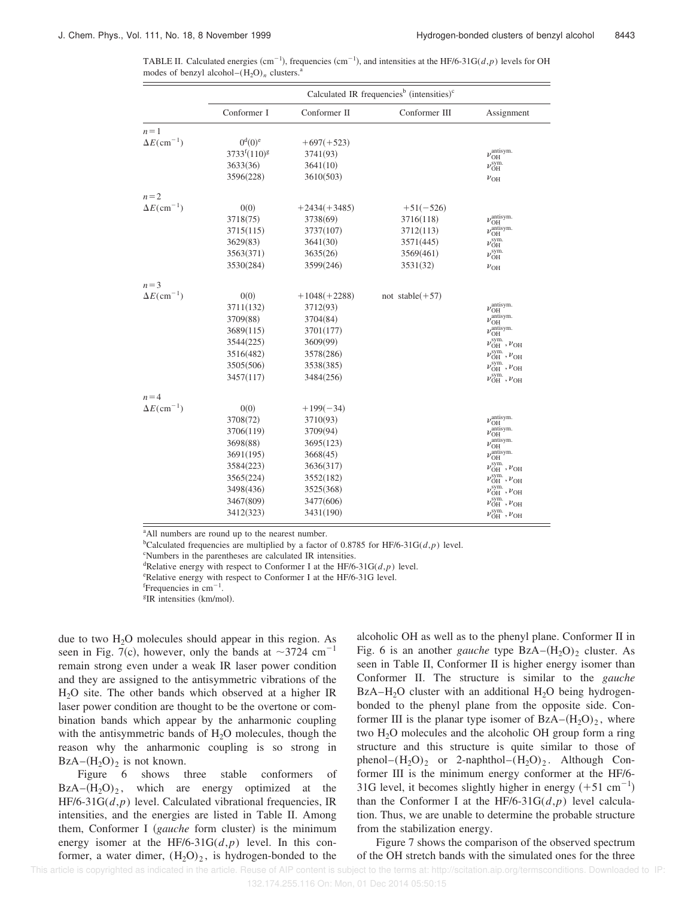TABLE II. Calculated energies ($cm^{-1}$), frequencies ($cm^{-1}$), and intensities at the HF/6-31G($d,p$) levels for OH modes of benzyl alcohol–$(H_2O)_n$ clusters.[a]

| | Calculated IR frequencies[b] (intensities)[c] | | | |
|---|---|---|---|---|
| | Conformer I | Conformer II | Conformer III | Assignment |
| $n=1$ | | | | |
| $\Delta E(cm^{-1})$ | 0[d](0)[e] | +697(+523) | | |
| | 3733[f](110)[g] | 3741(93) | | $\nu_{OH}^{antisym.}$ |
| | 3633(36) | 3641(10) | | $\nu_{OH}^{sym.}$ |
| | 3596(228) | 3610(503) | | $\nu_{OH}$ |
| $n=2$ | | | | |
| $\Delta E(cm^{-1})$ | 0(0) | +2434(+3485) | +51(−526) | |
| | 3718(75) | 3738(69) | 3716(118) | $\nu_{OH}^{antisym.}$ |
| | 3715(115) | 3737(107) | 3712(113) | $\nu_{OH}^{antisym.}$ |
| | 3629(83) | 3641(30) | 3571(445) | $\nu_{OH}^{sym.}$ |
| | 3563(371) | 3635(26) | 3569(461) | $\nu_{OH}^{sym.}$ |
| | 3530(284) | 3599(246) | 3531(32) | $\nu_{OH}$ |
| $n=3$ | | | | |
| $\Delta E(cm^{-1})$ | 0(0) | +1048(+2288) | not stable(+57) | |
| | 3711(132) | 3712(93) | | $\nu_{OH}^{antisym.}$ |
| | 3709(88) | 3704(84) | | $\nu_{OH}^{antisym.}$ |
| | 3689(115) | 3701(177) | | $\nu_{OH}^{antisym.}$ |
| | 3544(225) | 3609(99) | | $\nu_{OH}^{sym.}, \nu_{OH}$ |
| | 3516(482) | 3578(286) | | $\nu_{OH}^{sym.}, \nu_{OH}$ |
| | 3505(506) | 3538(385) | | $\nu_{OH}^{sym.}, \nu_{OH}$ |
| | 3457(117) | 3484(256) | | $\nu_{OH}^{sym.}, \nu_{OH}$ |
| $n=4$ | | | | |
| $\Delta E(cm^{-1})$ | 0(0) | +199(−34) | | |
| | 3708(72) | 3710(93) | | $\nu_{OH}^{antisym.}$ |
| | 3706(119) | 3709(94) | | $\nu_{OH}^{antisym.}$ |
| | 3698(88) | 3695(123) | | $\nu_{OH}^{antisym.}$ |
| | 3691(195) | 3668(45) | | $\nu_{OH}^{antisym.}$ |
| | 3584(223) | 3636(317) | | $\nu_{OH}^{sym.}, \nu_{OH}$ |
| | 3565(224) | 3552(182) | | $\nu_{OH}^{sym.}, \nu_{OH}$ |
| | 3498(436) | 3525(368) | | $\nu_{OH}^{sym.}, \nu_{OH}$ |
| | 3467(809) | 3477(606) | | $\nu_{OH}^{sym.}, \nu_{OH}$ |
| | 3412(323) | 3431(190) | | $\nu_{OH}^{sym.}, \nu_{OH}$ |

[a]All numbers are round up to the nearest number.
[b]Calculated frequencies are multiplied by a factor of 0.8785 for HF/6-31G($d,p$) level.
[c]Numbers in the parentheses are calculated IR intensities.
[d]Relative energy with respect to Conformer I at the HF/6-31G($d,p$) level.
[e]Relative energy with respect to Conformer I at the HF/6-31G level.
[f]Frequencies in $cm^{-1}$.
[g]IR intensities (km/mol).

due to two $H_2O$ molecules should appear in this region. As seen in Fig. 7(c), however, only the bands at $\sim$3724 $cm^{-1}$ remain strong even under a weak IR laser power condition and they are assigned to the antisymmetric vibrations of the $H_2O$ site. The other bands which observed at a higher IR laser power condition are thought to be the overtone or combination bands which appear by the anharmonic coupling with the antisymmetric bands of $H_2O$ molecules, though the reason why the anharmonic coupling is so strong in BzA–$(H_2O)_2$ is not known.

Figure 6 shows three stable conformers of BzA–$(H_2O)_2$, which are energy optimized at the HF/6-31G($d,p$) level. Calculated vibrational frequencies, IR intensities, and the energies are listed in Table II. Among them, Conformer I (*gauche* form cluster) is the minimum energy isomer at the HF/6-31G($d,p$) level. In this conformer, a water dimer, $(H_2O)_2$, is hydrogen-bonded to the alcoholic OH as well as to the phenyl plane. Conformer II in Fig. 6 is an another *gauche* type BzA–$(H_2O)_2$ cluster. As seen in Table II, Conformer II is higher energy isomer than Conformer II. The structure is similar to the *gauche* BzA–$H_2O$ cluster with an additional $H_2O$ being hydrogen-bonded to the phenyl plane from the opposite side. Conformer III is the planar type isomer of BzA–$(H_2O)_2$, where two $H_2O$ molecules and the alcoholic OH group form a ring structure and this structure is quite similar to those of phenol–$(H_2O)_2$ or 2-naphthol–$(H_2O)_2$. Although Conformer III is the minimum energy conformer at the HF/6-31G level, it becomes slightly higher in energy (+51 $cm^{-1}$) than the Conformer I at the HF/6-31G($d,p$) level calculation. Thus, we are unable to determine the probable structure from the stabilization energy.

Figure 7 shows the comparison of the observed spectrum of the OH stretch bands with the simulated ones for the three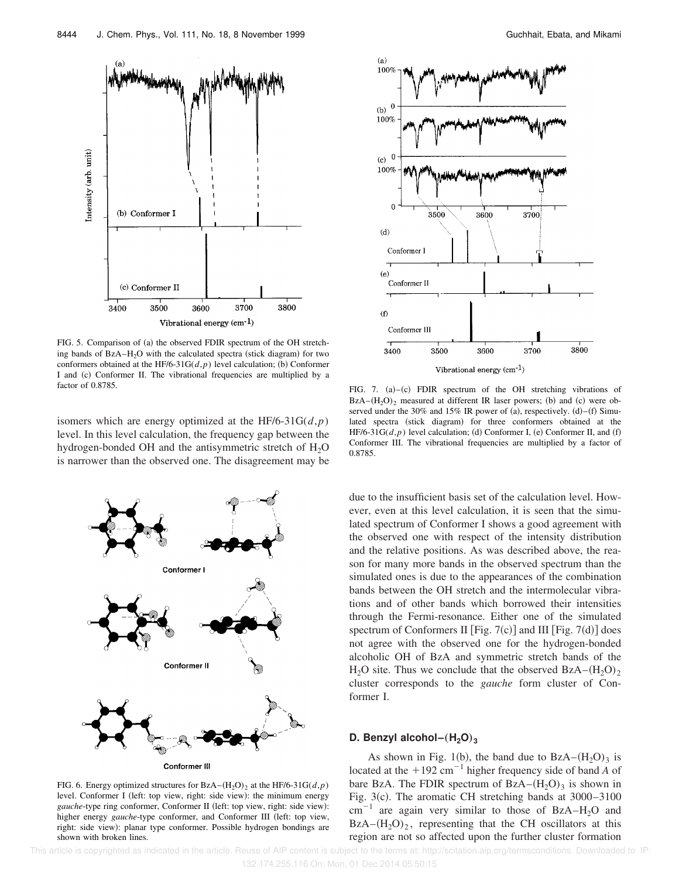FIG. 5. Comparison of (a) the observed FDIR spectrum of the OH stretching bands of BzA–$H_2O$ with the calculated spectra (stick diagram) for two conformers obtained at the HF/6-31G($d,p$) level calculation; (b) Conformer I and (c) Conformer II. The vibrational frequencies are multiplied by a factor of 0.8785.

isomers which are energy optimized at the HF/6-31G($d,p$) level. In this level calculation, the frequency gap between the hydrogen-bonded OH and the antisymmetric stretch of $H_2O$ is narrower than the observed one. The disagreement may be due to the insufficient basis set of the calculation level. However, even at this level calculation, it is seen that the simulated spectrum of Conformer I shows a good agreement with the observed one with respect of the intensity distribution and the relative positions. As was described above, the reason for many more bands in the observed spectrum than the simulated ones is due to the appearances of the combination bands between the OH stretch and the intermolecular vibrations and of other bands which borrowed their intensities through the Fermi-resonance. Either one of the simulated spectrum of Conformers II [Fig. 7(c)] and III [Fig. 7(d)] does not agree with the observed one for the hydrogen-bonded alcoholic OH of BzA and symmetric stretch bands of the $H_2O$ site. Thus we conclude that the observed BzA–$(H_2O)_2$ cluster corresponds to the *gauche* form cluster of Conformer I.

FIG. 6. Energy optimized structures for BzA–$(H_2O)_2$ at the HF/6-31G($d,p$) level. Conformer I (left: top view, right: side view): the minimum energy *gauche*-type ring conformer, Conformer II (left: top view, right: side view): higher energy *gauche*-type conformer, and Conformer III (left: top view, right: side view): planar type conformer. Possible hydrogen bondings are shown with broken lines.

FIG. 7. (a)–(c) FDIR spectrum of the OH stretching vibrations of BzA–$(H_2O)_2$ measured at different IR laser powers; (b) and (c) were observed under the 30% and 15% IR power of (a), respectively. (d)–(f) Simulated spectra (stick diagram) for three conformers obtained at the HF/6-31G($d,p$) level calculation; (d) Conformer I, (e) Conformer II, and (f) Conformer III. The vibrational frequencies are multiplied by a factor of 0.8785.

## D. Benzyl alcohol–$(H_2O)_3$

As shown in Fig. 1(b), the band due to BzA–$(H_2O)_3$ is located at the $+192\ \mathrm{cm}^{-1}$ higher frequency side of band *A* of bare BzA. The FDIR spectrum of BzA–$(H_2O)_3$ is shown in Fig. 3(c). The aromatic CH stretching bands at 3000–3100 $\mathrm{cm}^{-1}$ are again very similar to those of BzA–$H_2O$ and BzA–$(H_2O)_2$, representing that the CH oscillators at this region are not so affected upon the further cluster formation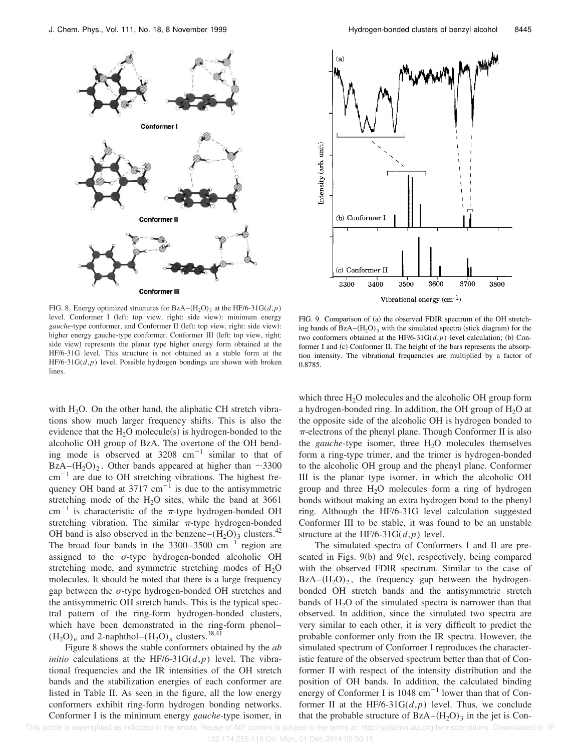FIG. 8. Energy optimized structures for BzA–$(H_2O)_3$ at the HF/6-31G$(d,p)$ level. Conformer I (left: top view, right: side view): minimum energy *gauche*-type conformer, and Conformer II (left: top view, right: side view): higher energy gauche-type conformer. Conformer III (left: top view, right: side view) represents the planar type higher energy form obtained at the HF/6-31G level. This structure is not obtained as a stable form at the HF/6-31G$(d,p)$ level. Possible hydrogen bondings are shown with broken lines.

FIG. 9. Comparison of (a) the observed FDIR spectrum of the OH stretching bands of BzA–$(H_2O)_3$ with the simulated spectra (stick diagram) for the two conformers obtained at the HF/6-31G$(d,p)$ level calculation; (b) Conformer I and (c) Conformer II. The height of the bars represents the absorption intensity. The vibrational frequencies are multiplied by a factor of 0.8785.

with $H_2O$. On the other hand, the aliphatic CH stretch vibrations show much larger frequency shifts. This is also the evidence that the $H_2O$ molecule(s) is hydrogen-bonded to the alcoholic OH group of BzA. The overtone of the OH bending mode is observed at 3208 $cm^{-1}$ similar to that of BzA–$(H_2O)_2$. Other bands appeared at higher than ~3300 $cm^{-1}$ are due to OH stretching vibrations. The highest frequency OH band at 3717 $cm^{-1}$ is due to the antisymmetric stretching mode of the $H_2O$ sites, while the band at 3661 $cm^{-1}$ is characteristic of the $\pi$-type hydrogen-bonded OH stretching vibration. The similar $\pi$-type hydrogen-bonded OH band is also observed in the benzene–$(H_2O)_3$ clusters.[42] The broad four bands in the 3300–3500 $cm^{-1}$ region are assigned to the $\sigma$-type hydrogen-bonded alcoholic OH stretching mode, and symmetric stretching modes of $H_2O$ molecules. It should be noted that there is a large frequency gap between the $\sigma$-type hydrogen-bonded OH stretches and the antisymmetric OH stretch bands. This is the typical spectral pattern of the ring-form hydrogen-bonded clusters, which have been demonstrated in the ring-form phenol–$(H_2O)_n$ and 2-naphthol–$(H_2O)_n$ clusters.[38,41]

Figure 8 shows the stable conformers obtained by the *ab initio* calculations at the HF/6-31G$(d,p)$ level. The vibrational frequencies and the IR intensities of the OH stretch bands and the stabilization energies of each conformer are listed in Table II. As seen in the figure, all the low energy conformers exhibit ring-form hydrogen bonding networks. Conformer I is the minimum energy *gauche*-type isomer, in which three $H_2O$ molecules and the alcoholic OH group form a hydrogen-bonded ring. In addition, the OH group of $H_2O$ at the opposite side of the alcoholic OH is hydrogen bonded to $\pi$-electrons of the phenyl plane. Though Conformer II is also the *gauche*-type isomer, three $H_2O$ molecules themselves form a ring-type trimer, and the trimer is hydrogen-bonded to the alcoholic OH group and the phenyl plane. Conformer III is the planar type isomer, in which the alcoholic OH group and three $H_2O$ molecules form a ring of hydrogen bonds without making an extra hydrogen bond to the phenyl ring. Although the HF/6-31G level calculation suggested Conformer III to be stable, it was found to be an unstable structure at the HF/6-31G$(d,p)$ level.

The simulated spectra of Conformers I and II are presented in Figs. 9(b) and 9(c), respectively, being compared with the observed FDIR spectrum. Similar to the case of BzA–$(H_2O)_2$, the frequency gap between the hydrogen-bonded OH stretch bands and the antisymmetric stretch bands of $H_2O$ of the simulated spectra is narrower than that observed. In addition, since the simulated two spectra are very similar to each other, it is very difficult to predict the probable conformer only from the IR spectra. However, the simulated spectrum of Conformer I reproduces the characteristic feature of the observed spectrum better than that of Conformer II with respect of the intensity distribution and the position of OH bands. In addition, the calculated binding energy of Conformer I is 1048 $cm^{-1}$ lower than that of Conformer II at the HF/6-31G$(d,p)$ level. Thus, we conclude that the probable structure of BzA–$(H_2O)_3$ in the jet is Con-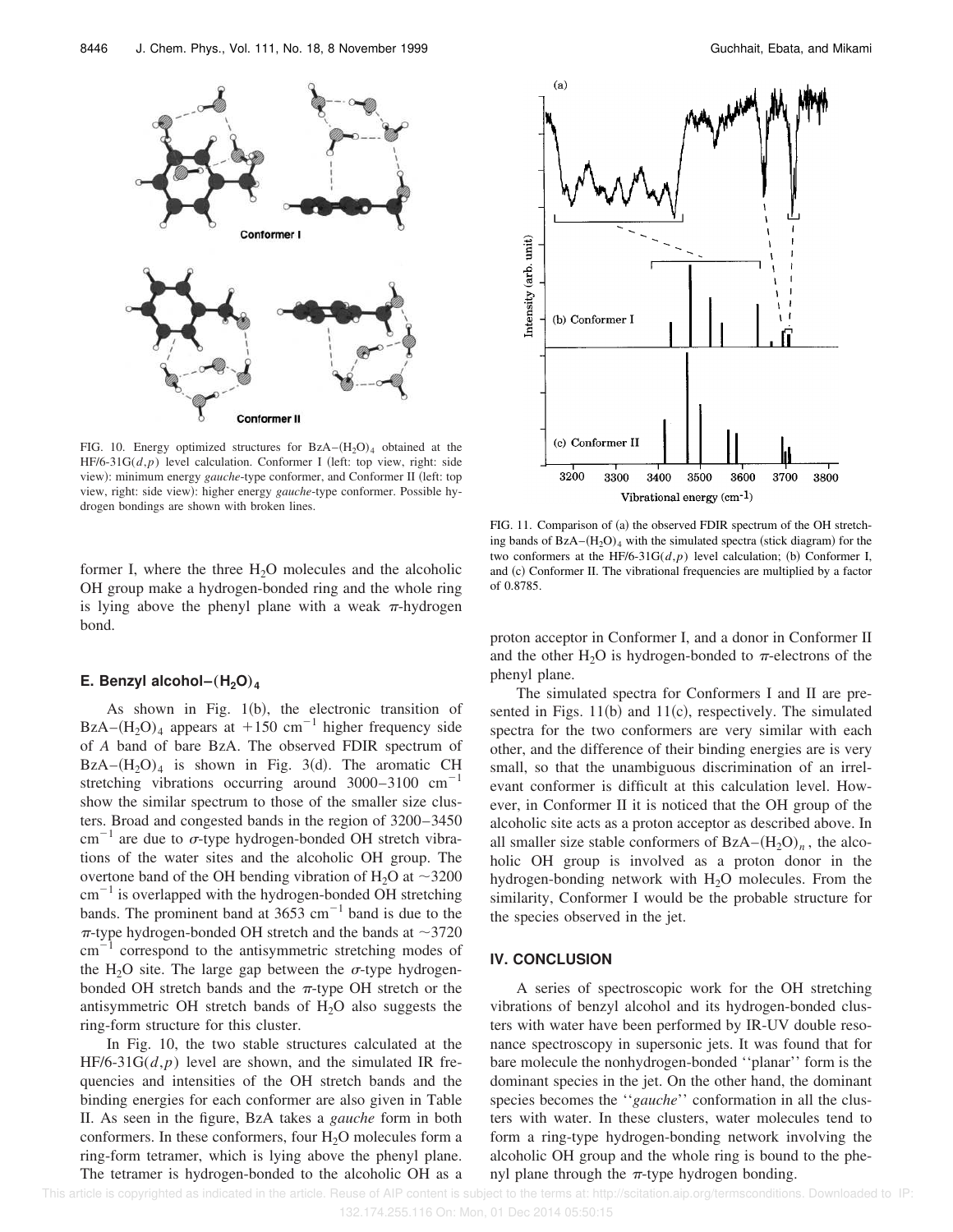FIG. 10. Energy optimized structures for $BzA-(H_2O)_4$ obtained at the HF/6-31G($d,p$) level calculation. Conformer I (left: top view, right: side view): minimum energy *gauche*-type conformer, and Conformer II (left: top view, right: side view): higher energy *gauche*-type conformer. Possible hydrogen bondings are shown with broken lines.

FIG. 11. Comparison of (a) the observed FDIR spectrum of the OH stretching bands of $BzA-(H_2O)_4$ with the simulated spectra (stick diagram) for the two conformers at the HF/6-31G($d,p$) level calculation; (b) Conformer I, and (c) Conformer II. The vibrational frequencies are multiplied by a factor of 0.8785.

former I, where the three $H_2O$ molecules and the alcoholic OH group make a hydrogen-bonded ring and the whole ring is lying above the phenyl plane with a weak $\pi$-hydrogen bond.

### E. Benzyl alcohol–$(H_2O)_4$

As shown in Fig. 1(b), the electronic transition of $BzA-(H_2O)_4$ appears at $+150$ cm$^{-1}$ higher frequency side of *A* band of bare BzA. The observed FDIR spectrum of $BzA-(H_2O)_4$ is shown in Fig. 3(d). The aromatic CH stretching vibrations occurring around 3000–3100 cm$^{-1}$ show the similar spectrum to those of the smaller size clusters. Broad and congested bands in the region of 3200–3450 cm$^{-1}$ are due to $\sigma$-type hydrogen-bonded OH stretch vibrations of the water sites and the alcoholic OH group. The overtone band of the OH bending vibration of $H_2O$ at $\sim$3200 cm$^{-1}$ is overlapped with the hydrogen-bonded OH stretching bands. The prominent band at 3653 cm$^{-1}$ band is due to the $\pi$-type hydrogen-bonded OH stretch and the bands at $\sim$3720 cm$^{-1}$ correspond to the antisymmetric stretching modes of the $H_2O$ site. The large gap between the $\sigma$-type hydrogen-bonded OH stretch bands and the $\pi$-type OH stretch or the antisymmetric OH stretch bands of $H_2O$ also suggests the ring-form structure for this cluster.

In Fig. 10, the two stable structures calculated at the HF/6-31G($d,p$) level are shown, and the simulated IR frequencies and intensities of the OH stretch bands and the binding energies for each conformer are also given in Table II. As seen in the figure, BzA takes a *gauche* form in both conformers. In these conformers, four $H_2O$ molecules form a ring-form tetramer, which is lying above the phenyl plane. The tetramer is hydrogen-bonded to the alcoholic OH as a proton acceptor in Conformer I, and a donor in Conformer II and the other $H_2O$ is hydrogen-bonded to $\pi$-electrons of the phenyl plane.

The simulated spectra for Conformers I and II are presented in Figs. 11(b) and 11(c), respectively. The simulated spectra for the two conformers are very similar with each other, and the difference of their binding energies are is very small, so that the unambiguous discrimination of an irrelevant conformer is difficult at this calculation level. However, in Conformer II it is noticed that the OH group of the alcoholic site acts as a proton acceptor as described above. In all smaller size stable conformers of $BzA-(H_2O)_n$, the alcoholic OH group is involved as a proton donor in the hydrogen-bonding network with $H_2O$ molecules. From the similarity, Conformer I would be the probable structure for the species observed in the jet.

## IV. CONCLUSION

A series of spectroscopic work for the OH stretching vibrations of benzyl alcohol and its hydrogen-bonded clusters with water have been performed by IR-UV double resonance spectroscopy in supersonic jets. It was found that for bare molecule the nonhydrogen-bonded ''planar'' form is the dominant species in the jet. On the other hand, the dominant species becomes the ''*gauche*'' conformation in all the clusters with water. In these clusters, water molecules tend to form a ring-type hydrogen-bonding network involving the alcoholic OH group and the whole ring is bound to the phenyl plane through the $\pi$-type hydrogen bonding.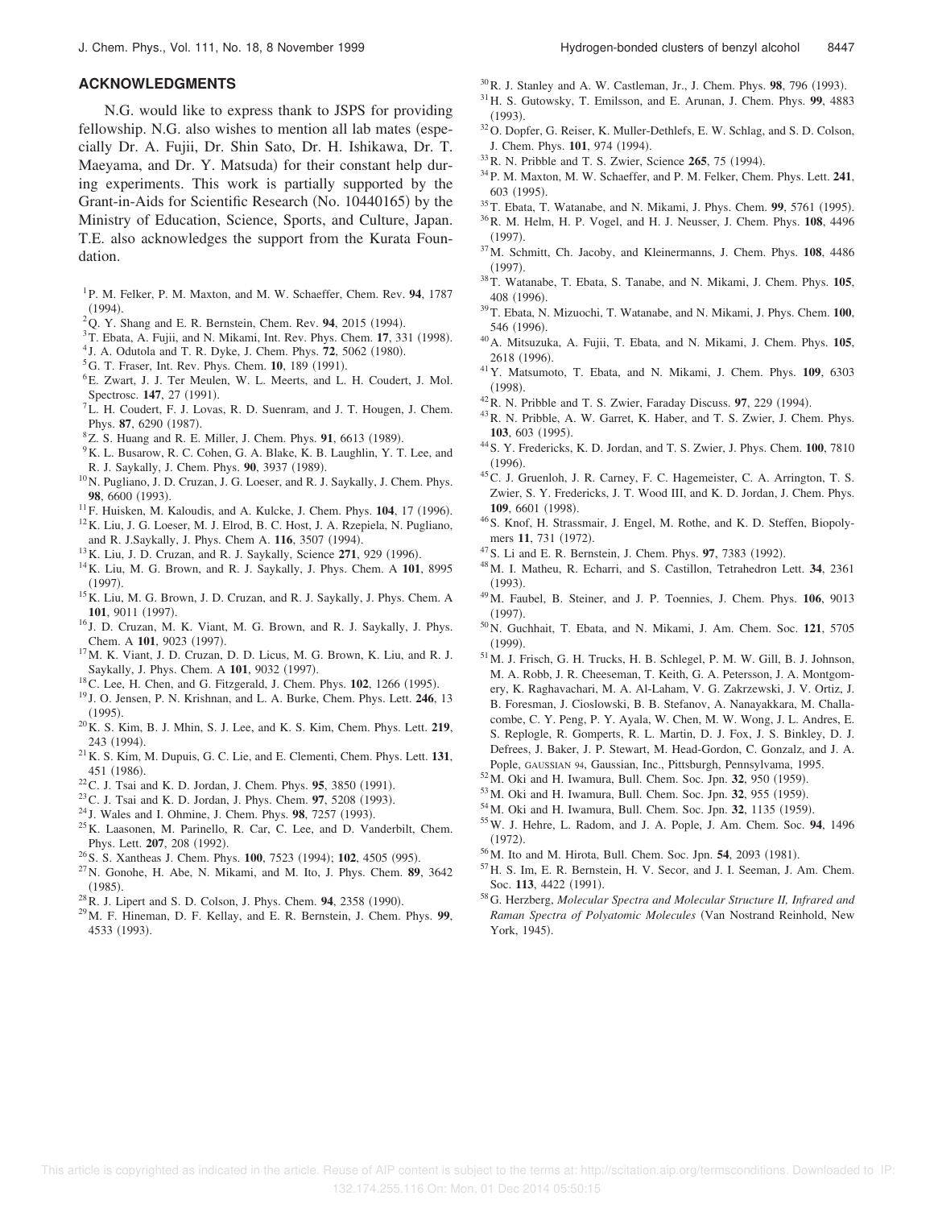## ACKNOWLEDGMENTS

N.G. would like to express thank to JSPS for providing fellowship. N.G. also wishes to mention all lab mates (especially Dr. A. Fujii, Dr. Shin Sato, Dr. H. Ishikawa, Dr. T. Maeyama, and Dr. Y. Matsuda) for their constant help during experiments. This work is partially supported by the Grant-in-Aids for Scientific Research (No. 10440165) by the Ministry of Education, Science, Sports, and Culture, Japan. T.E. also acknowledges the support from the Kurata Foundation.

[1] P. M. Felker, P. M. Maxton, and M. W. Schaeffer, Chem. Rev. **94**, 1787 (1994).
[2] Q. Y. Shang and E. R. Bernstein, Chem. Rev. **94**, 2015 (1994).
[3] T. Ebata, A. Fujii, and N. Mikami, Int. Rev. Phys. Chem. **17**, 331 (1998).
[4] J. A. Odutola and T. R. Dyke, J. Chem. Phys. **72**, 5062 (1980).
[5] G. T. Fraser, Int. Rev. Phys. Chem. **10**, 189 (1991).
[6] E. Zwart, J. J. Ter Meulen, W. L. Meerts, and L. H. Coudert, J. Mol. Spectrosc. **147**, 27 (1991).
[7] L. H. Coudert, F. J. Lovas, R. D. Suenram, and J. T. Hougen, J. Chem. Phys. **87**, 6290 (1987).
[8] Z. S. Huang and R. E. Miller, J. Chem. Phys. **91**, 6613 (1989).
[9] K. L. Busarow, R. C. Cohen, G. A. Blake, K. B. Laughlin, Y. T. Lee, and R. J. Saykally, J. Chem. Phys. **90**, 3937 (1989).
[10] N. Pugliano, J. D. Cruzan, J. G. Loeser, and R. J. Saykally, J. Chem. Phys. **98**, 6600 (1993).
[11] F. Huisken, M. Kaloudis, and A. Kulcke, J. Chem. Phys. **104**, 17 (1996).
[12] K. Liu, J. G. Loeser, M. J. Elrod, B. C. Host, J. A. Rzepiela, N. Pugliano, and R. J.Saykally, J. Phys. Chem A. **116**, 3507 (1994).
[13] K. Liu, J. D. Cruzan, and R. J. Saykally, Science **271**, 929 (1996).
[14] K. Liu, M. G. Brown, and R. J. Saykally, J. Phys. Chem. A **101**, 8995 (1997).
[15] K. Liu, M. G. Brown, J. D. Cruzan, and R. J. Saykally, J. Phys. Chem. A **101**, 9011 (1997).
[16] J. D. Cruzan, M. K. Viant, M. G. Brown, and R. J. Saykally, J. Phys. Chem. A **101**, 9023 (1997).
[17] M. K. Viant, J. D. Cruzan, D. D. Licus, M. G. Brown, K. Liu, and R. J. Saykally, J. Phys. Chem. A **101**, 9032 (1997).
[18] C. Lee, H. Chen, and G. Fitzgerald, J. Chem. Phys. **102**, 1266 (1995).
[19] J. O. Jensen, P. N. Krishnan, and L. A. Burke, Chem. Phys. Lett. **246**, 13 (1995).
[20] K. S. Kim, B. J. Mhin, S. J. Lee, and K. S. Kim, Chem. Phys. Lett. **219**, 243 (1994).
[21] K. S. Kim, M. Dupuis, G. C. Lie, and E. Clementi, Chem. Phys. Lett. **131**, 451 (1986).
[22] C. J. Tsai and K. D. Jordan, J. Chem. Phys. **95**, 3850 (1991).
[23] C. J. Tsai and K. D. Jordan, J. Phys. Chem. **97**, 5208 (1993).
[24] J. Wales and I. Ohmine, J. Chem. Phys. **98**, 7257 (1993).
[25] K. Laasonen, M. Parinello, R. Car, C. Lee, and D. Vanderbilt, Chem. Phys. Lett. **207**, 208 (1992).
[26] S. S. Xantheas J. Chem. Phys. **100**, 7523 (1994); **102**, 4505 (995).
[27] N. Gonohe, H. Abe, N. Mikami, and M. Ito, J. Phys. Chem. **89**, 3642 (1985).
[28] R. J. Lipert and S. D. Colson, J. Phys. Chem. **94**, 2358 (1990).
[29] M. F. Hineman, D. F. Kellay, and E. R. Bernstein, J. Chem. Phys. **99**, 4533 (1993).
[30] R. J. Stanley and A. W. Castleman, Jr., J. Chem. Phys. **98**, 796 (1993).
[31] H. S. Gutowsky, T. Emilsson, and E. Arunan, J. Chem. Phys. **99**, 4883 (1993).
[32] O. Dopfer, G. Reiser, K. Muller-Dethlefs, E. W. Schlag, and S. D. Colson, J. Chem. Phys. **101**, 974 (1994).
[33] R. N. Pribble and T. S. Zwier, Science **265**, 75 (1994).
[34] P. M. Maxton, M. W. Schaeffer, and P. M. Felker, Chem. Phys. Lett. **241**, 603 (1995).
[35] T. Ebata, T. Watanabe, and N. Mikami, J. Phys. Chem. **99**, 5761 (1995).
[36] R. M. Helm, H. P. Vogel, and H. J. Neusser, J. Chem. Phys. **108**, 4496 (1997).
[37] M. Schmitt, Ch. Jacoby, and Kleinermanns, J. Chem. Phys. **108**, 4486 (1997).
[38] T. Watanabe, T. Ebata, S. Tanabe, and N. Mikami, J. Chem. Phys. **105**, 408 (1996).
[39] T. Ebata, N. Mizuochi, T. Watanabe, and N. Mikami, J. Phys. Chem. **100**, 546 (1996).
[40] A. Mitsuzuka, A. Fujii, T. Ebata, and N. Mikami, J. Chem. Phys. **105**, 2618 (1996).
[41] Y. Matsumoto, T. Ebata, and N. Mikami, J. Chem. Phys. **109**, 6303 (1998).
[42] R. N. Pribble and T. S. Zwier, Faraday Discuss. **97**, 229 (1994).
[43] R. N. Pribble, A. W. Garret, K. Haber, and T. S. Zwier, J. Chem. Phys. **103**, 603 (1995).
[44] S. Y. Fredericks, K. D. Jordan, and T. S. Zwier, J. Phys. Chem. **100**, 7810 (1996).
[45] C. J. Gruenloh, J. R. Carney, F. C. Hagemeister, C. A. Arrington, T. S. Zwier, S. Y. Fredericks, J. T. Wood III, and K. D. Jordan, J. Chem. Phys. **109**, 6601 (1998).
[46] S. Knof, H. Strassmair, J. Engel, M. Rothe, and K. D. Steffen, Biopolymers **11**, 731 (1972).
[47] S. Li and E. R. Bernstein, J. Chem. Phys. **97**, 7383 (1992).
[48] M. I. Matheu, R. Echarri, and S. Castillon, Tetrahedron Lett. **34**, 2361 (1993).
[49] M. Faubel, B. Steiner, and J. P. Toennies, J. Chem. Phys. **106**, 9013 (1997).
[50] N. Guchhait, T. Ebata, and N. Mikami, J. Am. Chem. Soc. **121**, 5705 (1999).
[51] M. J. Frisch, G. H. Trucks, H. B. Schlegel, P. M. W. Gill, B. J. Johnson, M. A. Robb, J. R. Cheeseman, T. Keith, G. A. Petersson, J. A. Montgomery, K. Raghavachari, M. A. Al-Laham, V. G. Zakrzewski, J. V. Ortiz, J. B. Foresman, J. Cioslowski, B. B. Stefanov, A. Nanayakkara, M. Challacombe, C. Y. Peng, P. Y. Ayala, W. Chen, M. W. Wong, J. L. Andres, E. S. Replogle, R. Gomperts, R. L. Martin, D. J. Fox, J. S. Binkley, D. J. Defrees, J. Baker, J. P. Stewart, M. Head-Gordon, C. Gonzalz, and J. A. Pople, GAUSSIAN 94, Gaussian, Inc., Pittsburgh, Pennsylvama, 1995.
[52] M. Oki and H. Iwamura, Bull. Chem. Soc. Jpn. **32**, 950 (1959).
[53] M. Oki and H. Iwamura, Bull. Chem. Soc. Jpn. **32**, 955 (1959).
[54] M. Oki and H. Iwamura, Bull. Chem. Soc. Jpn. **32**, 1135 (1959).
[55] W. J. Hehre, L. Radom, and J. A. Pople, J. Am. Chem. Soc. **94**, 1496 (1972).
[56] M. Ito and M. Hirota, Bull. Chem. Soc. Jpn. **54**, 2093 (1981).
[57] H. S. Im, E. R. Bernstein, H. V. Secor, and J. I. Seeman, J. Am. Chem. Soc. **113**, 4422 (1991).
[58] G. Herzberg, *Molecular Spectra and Molecular Structure II, Infrared and Raman Spectra of Polyatomic Molecules* (Van Nostrand Reinhold, New York, 1945).